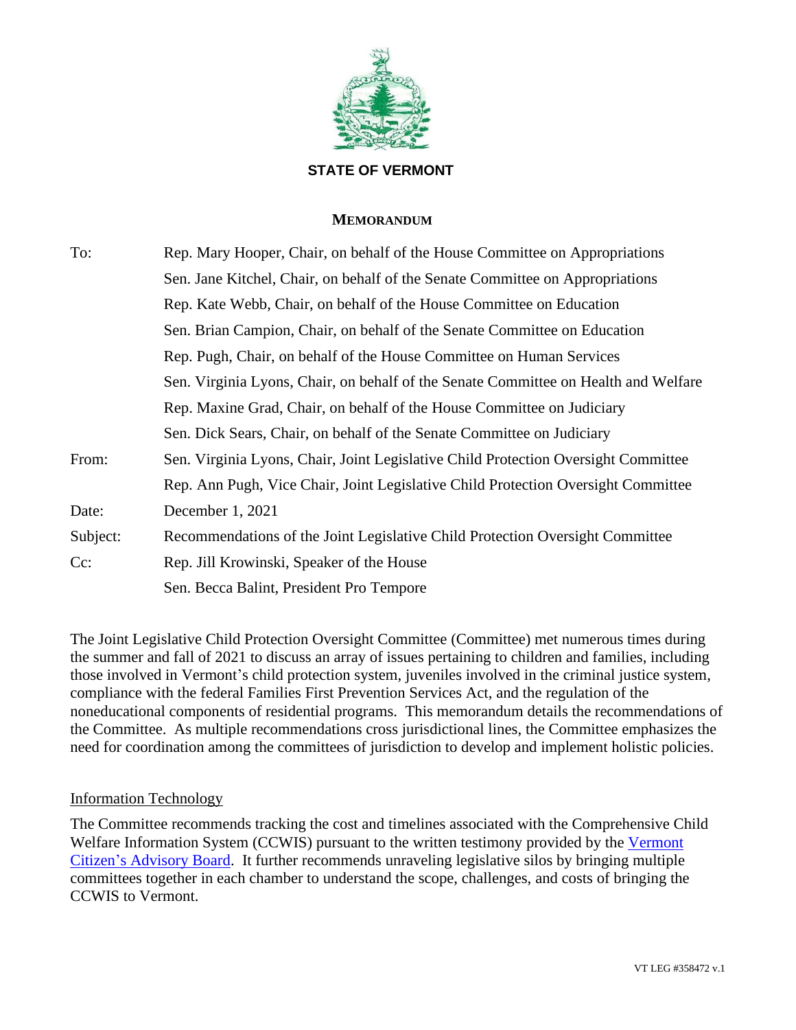**STATE OF VERMONT**

**MEMORANDUM**

| | |
|---|---|
| To: | Rep. Mary Hooper, Chair, on behalf of the House Committee on Appropriations |
| | Sen. Jane Kitchel, Chair, on behalf of the Senate Committee on Appropriations |
| | Rep. Kate Webb, Chair, on behalf of the House Committee on Education |
| | Sen. Brian Campion, Chair, on behalf of the Senate Committee on Education |
| | Rep. Pugh, Chair, on behalf of the House Committee on Human Services |
| | Sen. Virginia Lyons, Chair, on behalf of the Senate Committee on Health and Welfare |
| | Rep. Maxine Grad, Chair, on behalf of the House Committee on Judiciary |
| | Sen. Dick Sears, Chair, on behalf of the Senate Committee on Judiciary |
| From: | Sen. Virginia Lyons, Chair, Joint Legislative Child Protection Oversight Committee |
| | Rep. Ann Pugh, Vice Chair, Joint Legislative Child Protection Oversight Committee |
| Date: | December 1, 2021 |
| Subject: | Recommendations of the Joint Legislative Child Protection Oversight Committee |
| Cc: | Rep. Jill Krowinski, Speaker of the House |
| | Sen. Becca Balint, President Pro Tempore |

The Joint Legislative Child Protection Oversight Committee (Committee) met numerous times during the summer and fall of 2021 to discuss an array of issues pertaining to children and families, including those involved in Vermont's child protection system, juveniles involved in the criminal justice system, compliance with the federal Families First Prevention Services Act, and the regulation of the noneducational components of residential programs. This memorandum details the recommendations of the Committee. As multiple recommendations cross jurisdictional lines, the Committee emphasizes the need for coordination among the committees of jurisdiction to develop and implement holistic policies.

## Information Technology

The Committee recommends tracking the cost and timelines associated with the Comprehensive Child Welfare Information System (CCWIS) pursuant to the written testimony provided by the Vermont Citizen's Advisory Board. It further recommends unraveling legislative silos by bringing multiple committees together in each chamber to understand the scope, challenges, and costs of bringing the CCWIS to Vermont.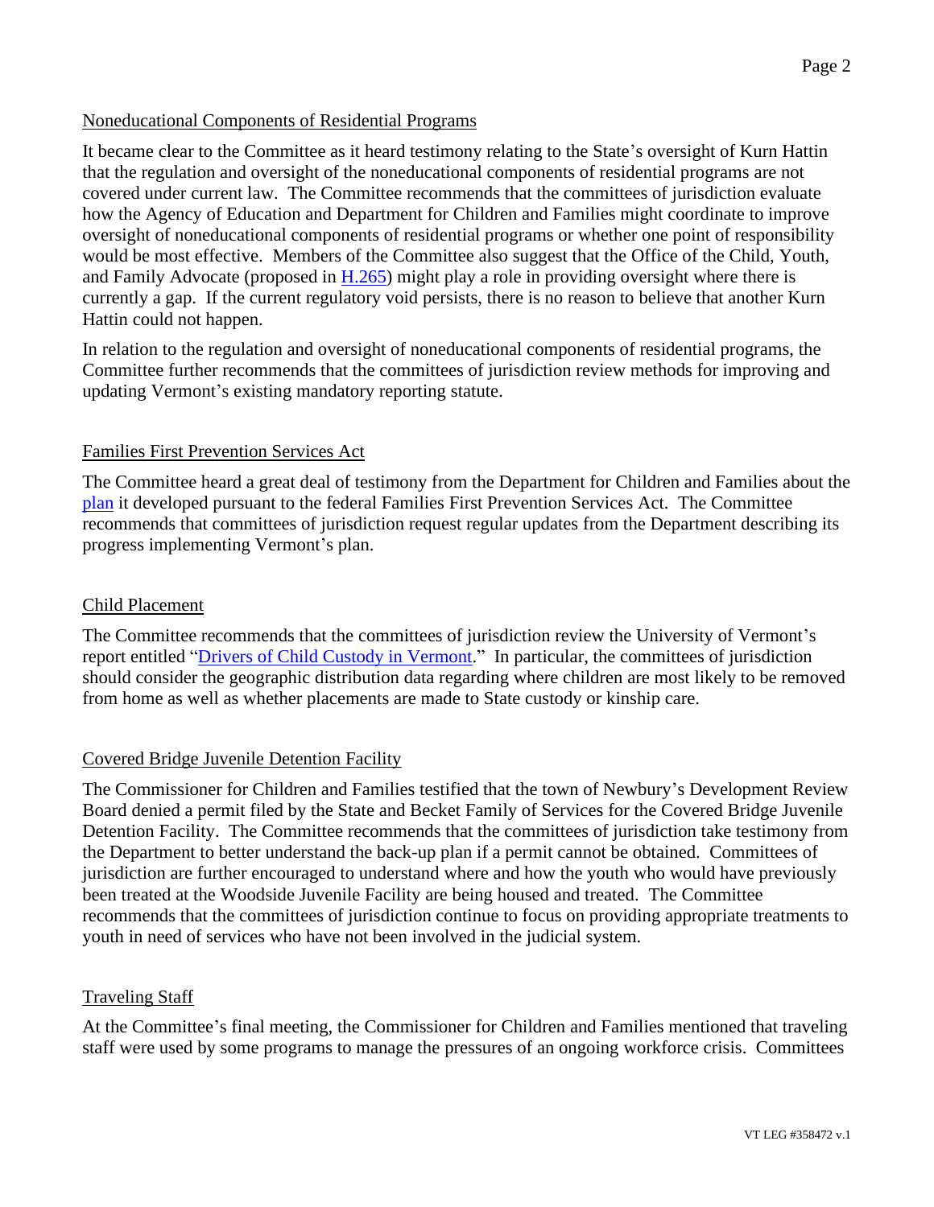## Noneducational Components of Residential Programs

It became clear to the Committee as it heard testimony relating to the State's oversight of Kurn Hattin that the regulation and oversight of the noneducational components of residential programs are not covered under current law. The Committee recommends that the committees of jurisdiction evaluate how the Agency of Education and Department for Children and Families might coordinate to improve oversight of noneducational components of residential programs or whether one point of responsibility would be most effective. Members of the Committee also suggest that the Office of the Child, Youth, and Family Advocate (proposed in H.265) might play a role in providing oversight where there is currently a gap. If the current regulatory void persists, there is no reason to believe that another Kurn Hattin could not happen.

In relation to the regulation and oversight of noneducational components of residential programs, the Committee further recommends that the committees of jurisdiction review methods for improving and updating Vermont's existing mandatory reporting statute.

## Families First Prevention Services Act

The Committee heard a great deal of testimony from the Department for Children and Families about the plan it developed pursuant to the federal Families First Prevention Services Act. The Committee recommends that committees of jurisdiction request regular updates from the Department describing its progress implementing Vermont's plan.

## Child Placement

The Committee recommends that the committees of jurisdiction review the University of Vermont's report entitled "Drivers of Child Custody in Vermont." In particular, the committees of jurisdiction should consider the geographic distribution data regarding where children are most likely to be removed from home as well as whether placements are made to State custody or kinship care.

## Covered Bridge Juvenile Detention Facility

The Commissioner for Children and Families testified that the town of Newbury's Development Review Board denied a permit filed by the State and Becket Family of Services for the Covered Bridge Juvenile Detention Facility. The Committee recommends that the committees of jurisdiction take testimony from the Department to better understand the back-up plan if a permit cannot be obtained. Committees of jurisdiction are further encouraged to understand where and how the youth who would have previously been treated at the Woodside Juvenile Facility are being housed and treated. The Committee recommends that the committees of jurisdiction continue to focus on providing appropriate treatments to youth in need of services who have not been involved in the judicial system.

## Traveling Staff

At the Committee's final meeting, the Commissioner for Children and Families mentioned that traveling staff were used by some programs to manage the pressures of an ongoing workforce crisis. Committees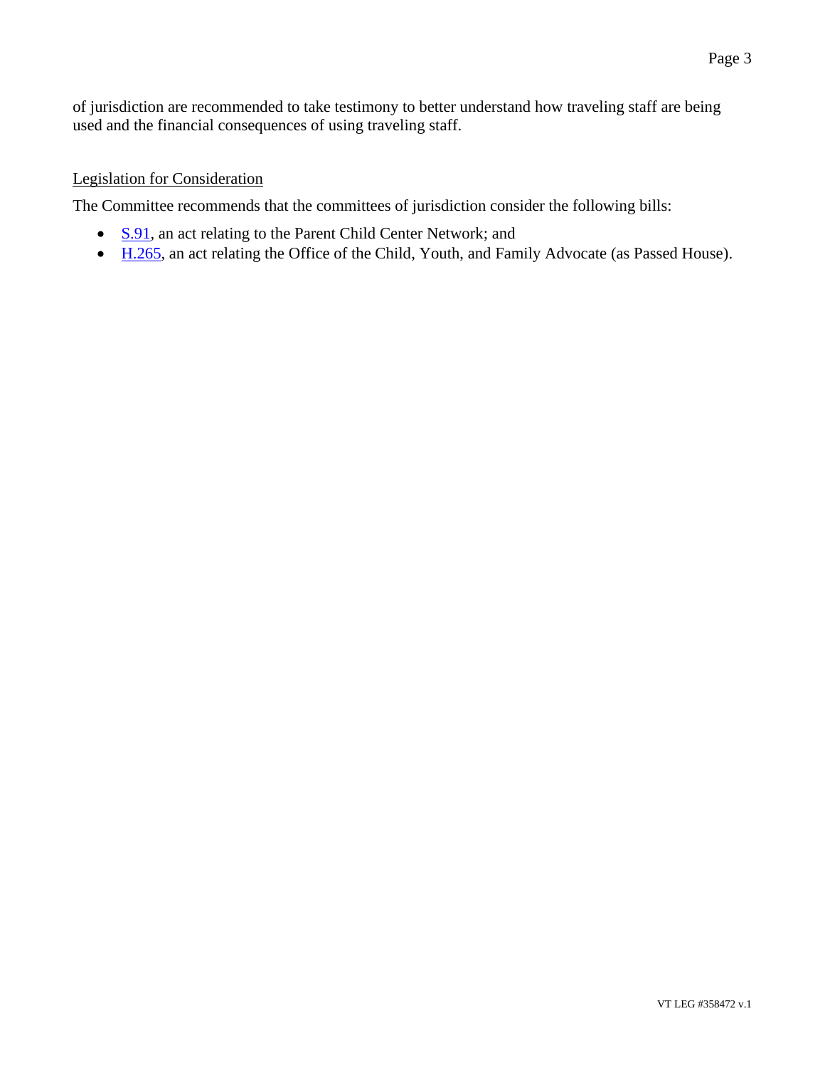of jurisdiction are recommended to take testimony to better understand how traveling staff are being used and the financial consequences of using traveling staff.

Legislation for Consideration

The Committee recommends that the committees of jurisdiction consider the following bills:

- S.91, an act relating to the Parent Child Center Network; and
- H.265, an act relating the Office of the Child, Youth, and Family Advocate (as Passed House).

VT LEG #358472 v.1